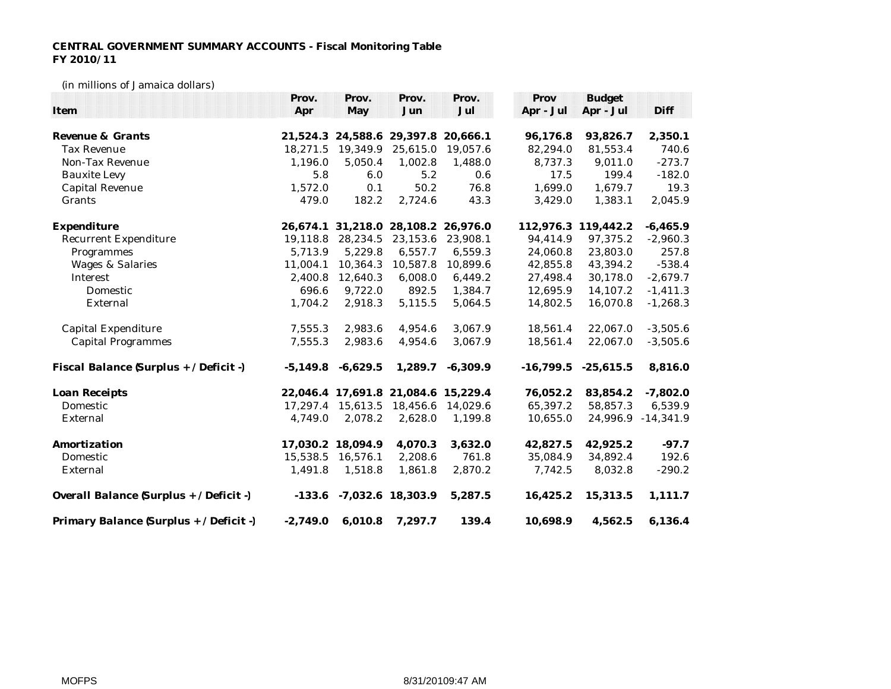**CENTRAL GOVERNMENT SUMMARY ACCOUNTS - Fiscal Monitoring Table**
**FY 2010/11**

(in millions of Jamaica dollars)

| Item | Prov. Apr | Prov. May | Prov. Jun | Prov. Jul | Prov Apr - Jul | Budget Apr - Jul | Diff |
|---|---|---|---|---|---|---|---|
| **Revenue & Grants** | **21,524.3** | **24,588.6** | **29,397.8** | **20,666.1** | **96,176.8** | **93,826.7** | **2,350.1** |
| Tax Revenue | 18,271.5 | 19,349.9 | 25,615.0 | 19,057.6 | 82,294.0 | 81,553.4 | 740.6 |
| Non-Tax Revenue | 1,196.0 | 5,050.4 | 1,002.8 | 1,488.0 | 8,737.3 | 9,011.0 | -273.7 |
| Bauxite Levy | 5.8 | 6.0 | 5.2 | 0.6 | 17.5 | 199.4 | -182.0 |
| Capital Revenue | 1,572.0 | 0.1 | 50.2 | 76.8 | 1,699.0 | 1,679.7 | 19.3 |
| Grants | 479.0 | 182.2 | 2,724.6 | 43.3 | 3,429.0 | 1,383.1 | 2,045.9 |
| **Expenditure** | **26,674.1** | **31,218.0** | **28,108.2** | **26,976.0** | **112,976.3** | **119,442.2** | **-6,465.9** |
| Recurrent Expenditure | 19,118.8 | 28,234.5 | 23,153.6 | 23,908.1 | 94,414.9 | 97,375.2 | -2,960.3 |
| Programmes | 5,713.9 | 5,229.8 | 6,557.7 | 6,559.3 | 24,060.8 | 23,803.0 | 257.8 |
| Wages & Salaries | 11,004.1 | 10,364.3 | 10,587.8 | 10,899.6 | 42,855.8 | 43,394.2 | -538.4 |
| Interest | 2,400.8 | 12,640.3 | 6,008.0 | 6,449.2 | 27,498.4 | 30,178.0 | -2,679.7 |
| Domestic | 696.6 | 9,722.0 | 892.5 | 1,384.7 | 12,695.9 | 14,107.2 | -1,411.3 |
| External | 1,704.2 | 2,918.3 | 5,115.5 | 5,064.5 | 14,802.5 | 16,070.8 | -1,268.3 |
| Capital Expenditure | 7,555.3 | 2,983.6 | 4,954.6 | 3,067.9 | 18,561.4 | 22,067.0 | -3,505.6 |
| Capital Programmes | 7,555.3 | 2,983.6 | 4,954.6 | 3,067.9 | 18,561.4 | 22,067.0 | -3,505.6 |
| **Fiscal Balance (Surplus + / Deficit -)** | **-5,149.8** | **-6,629.5** | **1,289.7** | **-6,309.9** | **-16,799.5** | **-25,615.5** | **8,816.0** |
| **Loan Receipts** | **22,046.4** | **17,691.8** | **21,084.6** | **15,229.4** | **76,052.2** | **83,854.2** | **-7,802.0** |
| Domestic | 17,297.4 | 15,613.5 | 18,456.6 | 14,029.6 | 65,397.2 | 58,857.3 | 6,539.9 |
| External | 4,749.0 | 2,078.2 | 2,628.0 | 1,199.8 | 10,655.0 | 24,996.9 | -14,341.9 |
| **Amortization** | **17,030.2** | **18,094.9** | **4,070.3** | **3,632.0** | **42,827.5** | **42,925.2** | **-97.7** |
| Domestic | 15,538.5 | 16,576.1 | 2,208.6 | 761.8 | 35,084.9 | 34,892.4 | 192.6 |
| External | 1,491.8 | 1,518.8 | 1,861.8 | 2,870.2 | 7,742.5 | 8,032.8 | -290.2 |
| **Overall Balance (Surplus + / Deficit -)** | **-133.6** | **-7,032.6** | **18,303.9** | **5,287.5** | **16,425.2** | **15,313.5** | **1,111.7** |
| **Primary Balance (Surplus + / Deficit -)** | **-2,749.0** | **6,010.8** | **7,297.7** | **139.4** | **10,698.9** | **4,562.5** | **6,136.4** |

MOFPS 8/31/20109:47 AM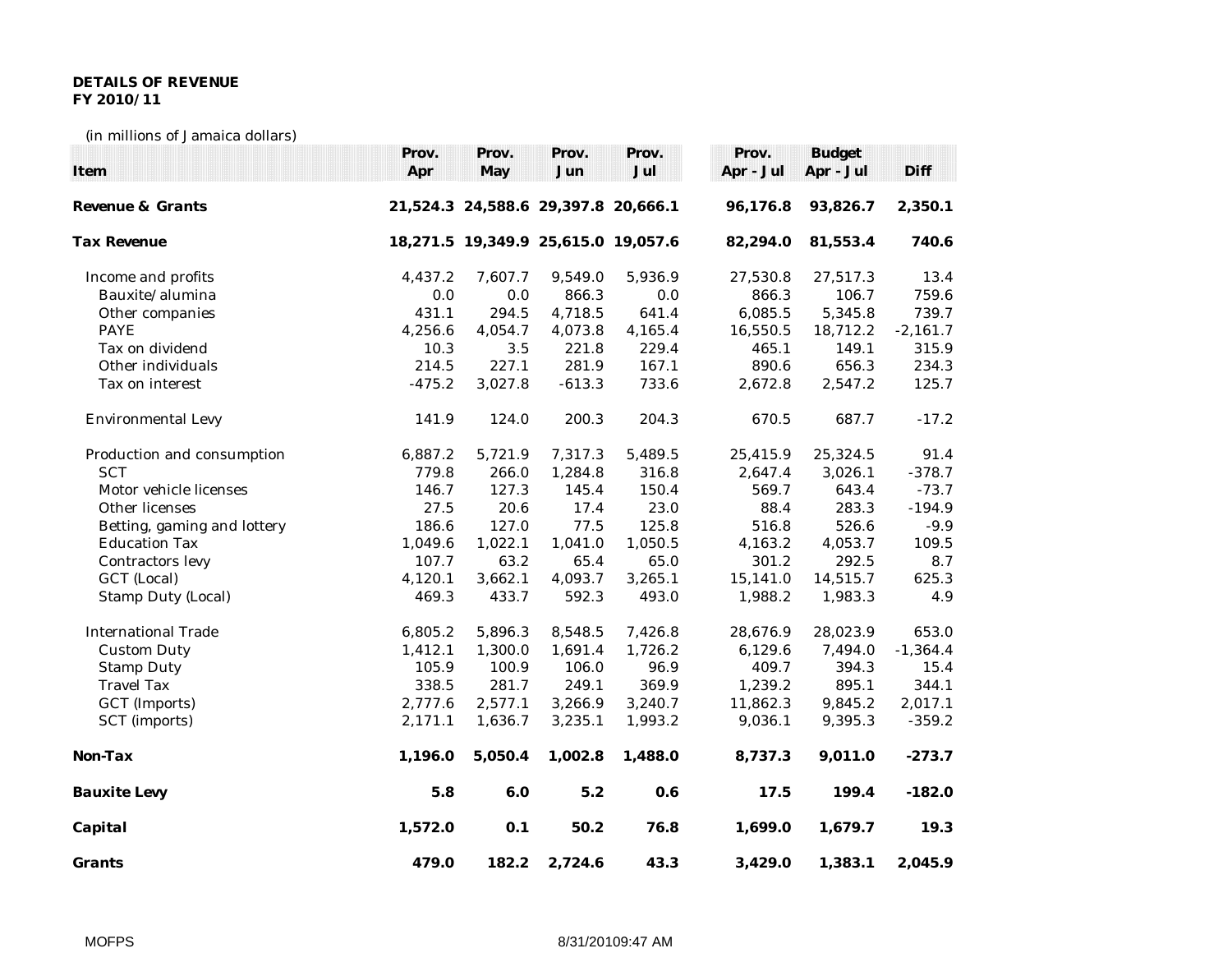**DETAILS OF REVENUE**
**FY 2010/11**

(in millions of Jamaica dollars)

| Item | Prov. Apr | Prov. May | Prov. Jun | Prov. Jul | Prov. Apr - Jul | Budget Apr - Jul | Diff |
|---|---|---|---|---|---|---|---|
| **Revenue & Grants** | **21,524.3** | **24,588.6** | **29,397.8** | **20,666.1** | **96,176.8** | **93,826.7** | **2,350.1** |
| **Tax Revenue** | **18,271.5** | **19,349.9** | **25,615.0** | **19,057.6** | **82,294.0** | **81,553.4** | **740.6** |
| Income and profits | 4,437.2 | 7,607.7 | 9,549.0 | 5,936.9 | 27,530.8 | 27,517.3 | 13.4 |
| Bauxite/alumina | 0.0 | 0.0 | 866.3 | 0.0 | 866.3 | 106.7 | 759.6 |
| Other companies | 431.1 | 294.5 | 4,718.5 | 641.4 | 6,085.5 | 5,345.8 | 739.7 |
| PAYE | 4,256.6 | 4,054.7 | 4,073.8 | 4,165.4 | 16,550.5 | 18,712.2 | -2,161.7 |
| Tax on dividend | 10.3 | 3.5 | 221.8 | 229.4 | 465.1 | 149.1 | 315.9 |
| Other individuals | 214.5 | 227.1 | 281.9 | 167.1 | 890.6 | 656.3 | 234.3 |
| Tax on interest | -475.2 | 3,027.8 | -613.3 | 733.6 | 2,672.8 | 2,547.2 | 125.7 |
| Environmental Levy | 141.9 | 124.0 | 200.3 | 204.3 | 670.5 | 687.7 | -17.2 |
| Production and consumption | 6,887.2 | 5,721.9 | 7,317.3 | 5,489.5 | 25,415.9 | 25,324.5 | 91.4 |
| SCT | 779.8 | 266.0 | 1,284.8 | 316.8 | 2,647.4 | 3,026.1 | -378.7 |
| Motor vehicle licenses | 146.7 | 127.3 | 145.4 | 150.4 | 569.7 | 643.4 | -73.7 |
| Other licenses | 27.5 | 20.6 | 17.4 | 23.0 | 88.4 | 283.3 | -194.9 |
| Betting, gaming and lottery | 186.6 | 127.0 | 77.5 | 125.8 | 516.8 | 526.6 | -9.9 |
| Education Tax | 1,049.6 | 1,022.1 | 1,041.0 | 1,050.5 | 4,163.2 | 4,053.7 | 109.5 |
| Contractors levy | 107.7 | 63.2 | 65.4 | 65.0 | 301.2 | 292.5 | 8.7 |
| GCT (Local) | 4,120.1 | 3,662.1 | 4,093.7 | 3,265.1 | 15,141.0 | 14,515.7 | 625.3 |
| Stamp Duty (Local) | 469.3 | 433.7 | 592.3 | 493.0 | 1,988.2 | 1,983.3 | 4.9 |
| International Trade | 6,805.2 | 5,896.3 | 8,548.5 | 7,426.8 | 28,676.9 | 28,023.9 | 653.0 |
| Custom Duty | 1,412.1 | 1,300.0 | 1,691.4 | 1,726.2 | 6,129.6 | 7,494.0 | -1,364.4 |
| Stamp Duty | 105.9 | 100.9 | 106.0 | 96.9 | 409.7 | 394.3 | 15.4 |
| Travel Tax | 338.5 | 281.7 | 249.1 | 369.9 | 1,239.2 | 895.1 | 344.1 |
| GCT (Imports) | 2,777.6 | 2,577.1 | 3,266.9 | 3,240.7 | 11,862.3 | 9,845.2 | 2,017.1 |
| SCT (imports) | 2,171.1 | 1,636.7 | 3,235.1 | 1,993.2 | 9,036.1 | 9,395.3 | -359.2 |
| **Non-Tax** | **1,196.0** | **5,050.4** | **1,002.8** | **1,488.0** | **8,737.3** | **9,011.0** | **-273.7** |
| **Bauxite Levy** | **5.8** | **6.0** | **5.2** | **0.6** | **17.5** | **199.4** | **-182.0** |
| **Capital** | **1,572.0** | **0.1** | **50.2** | **76.8** | **1,699.0** | **1,679.7** | **19.3** |
| **Grants** | **479.0** | **182.2** | **2,724.6** | **43.3** | **3,429.0** | **1,383.1** | **2,045.9** |

MOFPS 8/31/20109:47 AM